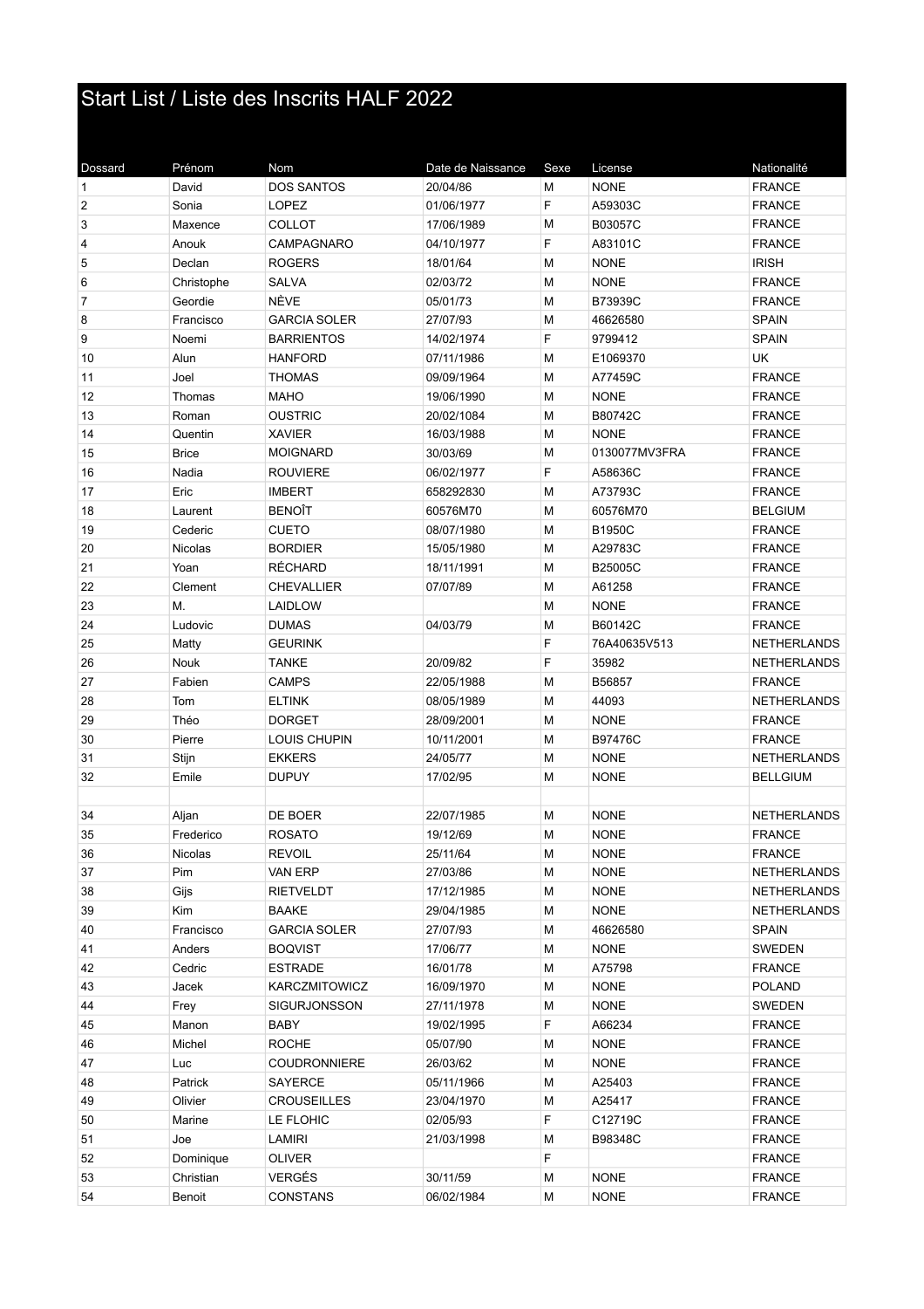# Start List / Liste des Inscrits HALF 2022

| Dossard | Prénom | Nom | Date de Naissance | Sexe | License | Nationalité |
|---|---|---|---|---|---|---|
| 1 | David | DOS SANTOS | 20/04/86 | M | NONE | FRANCE |
| 2 | Sonia | LOPEZ | 01/06/1977 | F | A59303C | FRANCE |
| 3 | Maxence | COLLOT | 17/06/1989 | M | B03057C | FRANCE |
| 4 | Anouk | CAMPAGNARO | 04/10/1977 | F | A83101C | FRANCE |
| 5 | Declan | ROGERS | 18/01/64 | M | NONE | IRISH |
| 6 | Christophe | SALVA | 02/03/72 | M | NONE | FRANCE |
| 7 | Geordie | NÈVE | 05/01/73 | M | B73939C | FRANCE |
| 8 | Francisco | GARCIA SOLER | 27/07/93 | M | 46626580 | SPAIN |
| 9 | Noemi | BARRIENTOS | 14/02/1974 | F | 9799412 | SPAIN |
| 10 | Alun | HANFORD | 07/11/1986 | M | E1069370 | UK |
| 11 | Joel | THOMAS | 09/09/1964 | M | A77459C | FRANCE |
| 12 | Thomas | MAHO | 19/06/1990 | M | NONE | FRANCE |
| 13 | Roman | OUSTRIC | 20/02/1084 | M | B80742C | FRANCE |
| 14 | Quentin | XAVIER | 16/03/1988 | M | NONE | FRANCE |
| 15 | Brice | MOIGNARD | 30/03/69 | M | 0130077MV3FRA | FRANCE |
| 16 | Nadia | ROUVIERE | 06/02/1977 | F | A58636C | FRANCE |
| 17 | Eric | IMBERT | 658292830 | M | A73793C | FRANCE |
| 18 | Laurent | BENOÎT | 60576M70 | M | 60576M70 | BELGIUM |
| 19 | Cederic | CUETO | 08/07/1980 | M | B1950C | FRANCE |
| 20 | Nicolas | BORDIER | 15/05/1980 | M | A29783C | FRANCE |
| 21 | Yoan | RÉCHARD | 18/11/1991 | M | B25005C | FRANCE |
| 22 | Clement | CHEVALLIER | 07/07/89 | M | A61258 | FRANCE |
| 23 | M. | LAIDLOW | | M | NONE | FRANCE |
| 24 | Ludovic | DUMAS | 04/03/79 | M | B60142C | FRANCE |
| 25 | Matty | GEURINK | | F | 76A40635V513 | NETHERLANDS |
| 26 | Nouk | TANKE | 20/09/82 | F | 35982 | NETHERLANDS |
| 27 | Fabien | CAMPS | 22/05/1988 | M | B56857 | FRANCE |
| 28 | Tom | ELTINK | 08/05/1989 | M | 44093 | NETHERLANDS |
| 29 | Théo | DORGET | 28/09/2001 | M | NONE | FRANCE |
| 30 | Pierre | LOUIS CHUPIN | 10/11/2001 | M | B97476C | FRANCE |
| 31 | Stijn | EKKERS | 24/05/77 | M | NONE | NETHERLANDS |
| 32 | Emile | DUPUY | 17/02/95 | M | NONE | BELLGIUM |
| | | | | | | |
| 34 | Aljan | DE BOER | 22/07/1985 | M | NONE | NETHERLANDS |
| 35 | Frederico | ROSATO | 19/12/69 | M | NONE | FRANCE |
| 36 | Nicolas | REVOIL | 25/11/64 | M | NONE | FRANCE |
| 37 | Pim | VAN ERP | 27/03/86 | M | NONE | NETHERLANDS |
| 38 | Gijs | RIETVELDT | 17/12/1985 | M | NONE | NETHERLANDS |
| 39 | Kim | BAAKE | 29/04/1985 | M | NONE | NETHERLANDS |
| 40 | Francisco | GARCIA SOLER | 27/07/93 | M | 46626580 | SPAIN |
| 41 | Anders | BOQVIST | 17/06/77 | M | NONE | SWEDEN |
| 42 | Cedric | ESTRADE | 16/01/78 | M | A75798 | FRANCE |
| 43 | Jacek | KARCZMITOWICZ | 16/09/1970 | M | NONE | POLAND |
| 44 | Frey | SIGURJONSSON | 27/11/1978 | M | NONE | SWEDEN |
| 45 | Manon | BABY | 19/02/1995 | F | A66234 | FRANCE |
| 46 | Michel | ROCHE | 05/07/90 | M | NONE | FRANCE |
| 47 | Luc | COUDRONNIERE | 26/03/62 | M | NONE | FRANCE |
| 48 | Patrick | SAYERCE | 05/11/1966 | M | A25403 | FRANCE |
| 49 | Olivier | CROUSEILLES | 23/04/1970 | M | A25417 | FRANCE |
| 50 | Marine | LE FLOHIC | 02/05/93 | F | C12719C | FRANCE |
| 51 | Joe | LAMIRI | 21/03/1998 | M | B98348C | FRANCE |
| 52 | Dominique | OLIVER | | F | | FRANCE |
| 53 | Christian | VERGÉS | 30/11/59 | M | NONE | FRANCE |
| 54 | Benoit | CONSTANS | 06/02/1984 | M | NONE | FRANCE |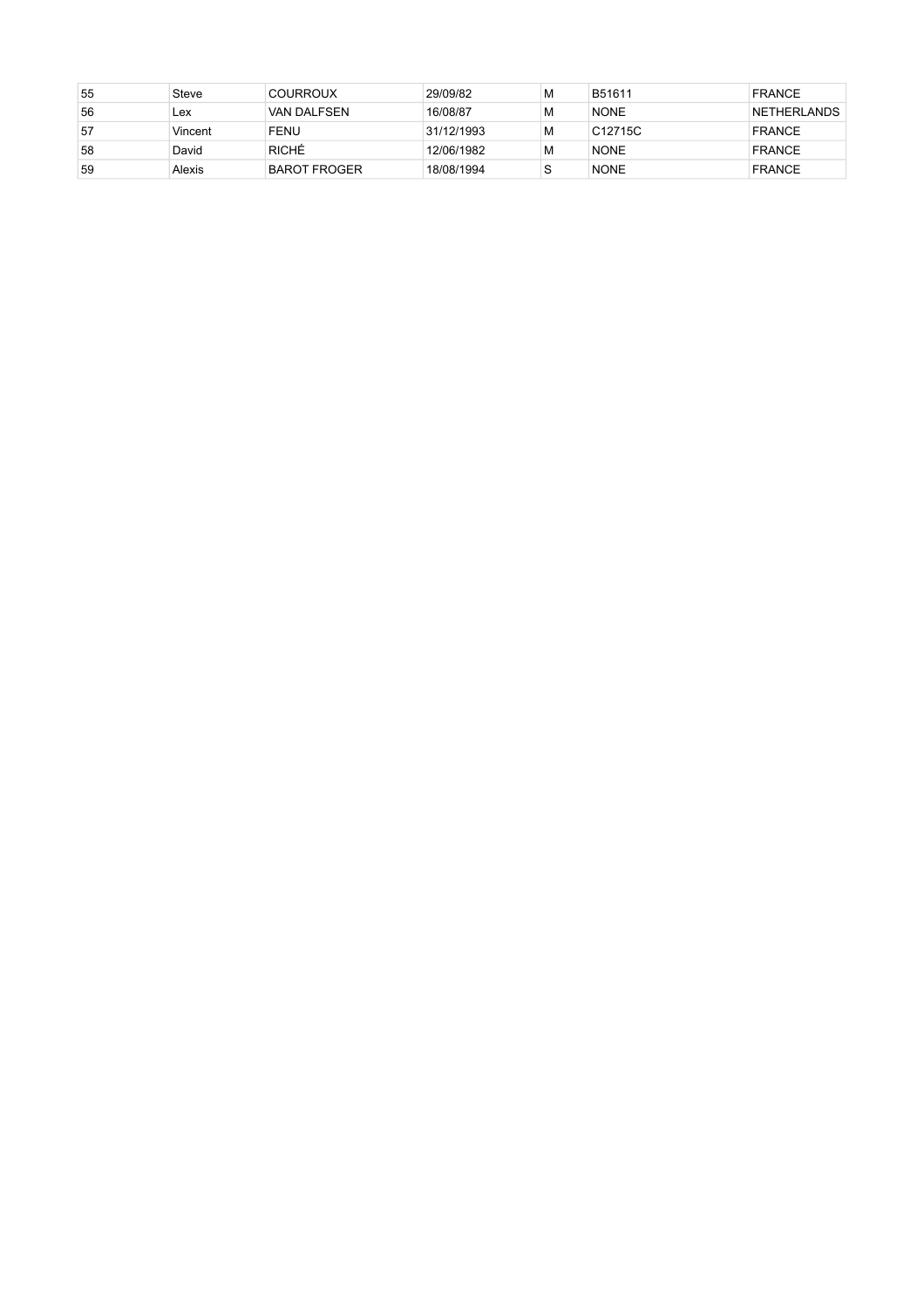| | | | | | | |
|---|---|---|---|---|---|---|
| 55 | Steve | COURROUX | 29/09/82 | M | B51611 | FRANCE |
| 56 | Lex | VAN DALFSEN | 16/08/87 | M | NONE | NETHERLANDS |
| 57 | Vincent | FENU | 31/12/1993 | M | C12715C | FRANCE |
| 58 | David | RICHÉ | 12/06/1982 | M | NONE | FRANCE |
| 59 | Alexis | BAROT FROGER | 18/08/1994 | S | NONE | FRANCE |